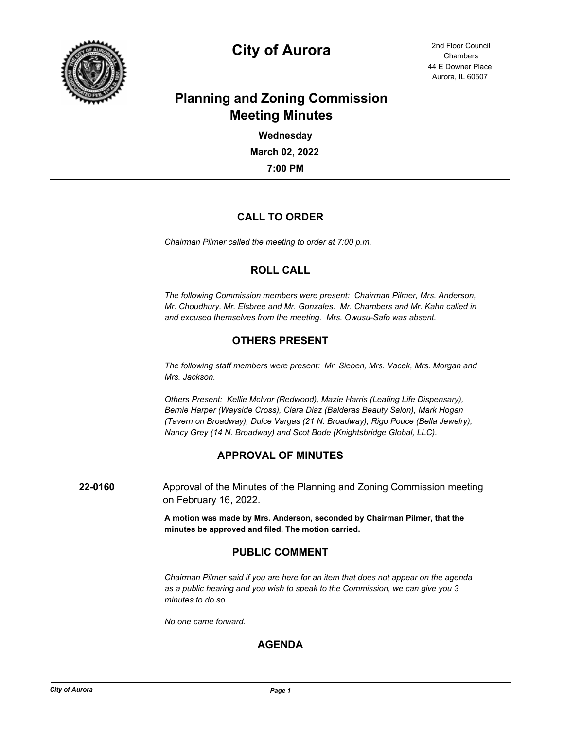# City of Aurora

2nd Floor Council Chambers
44 E Downer Place
Aurora, IL 60507

## Planning and Zoning Commission Meeting Minutes

**Wednesday**

**March 02, 2022**

**7:00 PM**

---

## CALL TO ORDER

*Chairman Pilmer called the meeting to order at 7:00 p.m.*

## ROLL CALL

*The following Commission members were present: Chairman Pilmer, Mrs. Anderson, Mr. Choudhury, Mr. Elsbree and Mr. Gonzales. Mr. Chambers and Mr. Kahn called in and excused themselves from the meeting. Mrs. Owusu-Safo was absent.*

## OTHERS PRESENT

*The following staff members were present: Mr. Sieben, Mrs. Vacek, Mrs. Morgan and Mrs. Jackson.*

*Others Present: Kellie McIvor (Redwood), Mazie Harris (Leafing Life Dispensary), Bernie Harper (Wayside Cross), Clara Diaz (Balderas Beauty Salon), Mark Hogan (Tavern on Broadway), Dulce Vargas (21 N. Broadway), Rigo Pouce (Bella Jewelry), Nancy Grey (14 N. Broadway) and Scot Bode (Knightsbridge Global, LLC).*

## APPROVAL OF MINUTES

**22-0160** Approval of the Minutes of the Planning and Zoning Commission meeting on February 16, 2022.

**A motion was made by Mrs. Anderson, seconded by Chairman Pilmer, that the minutes be approved and filed. The motion carried.**

## PUBLIC COMMENT

*Chairman Pilmer said if you are here for an item that does not appear on the agenda as a public hearing and you wish to speak to the Commission, we can give you 3 minutes to do so.*

*No one came forward.*

## AGENDA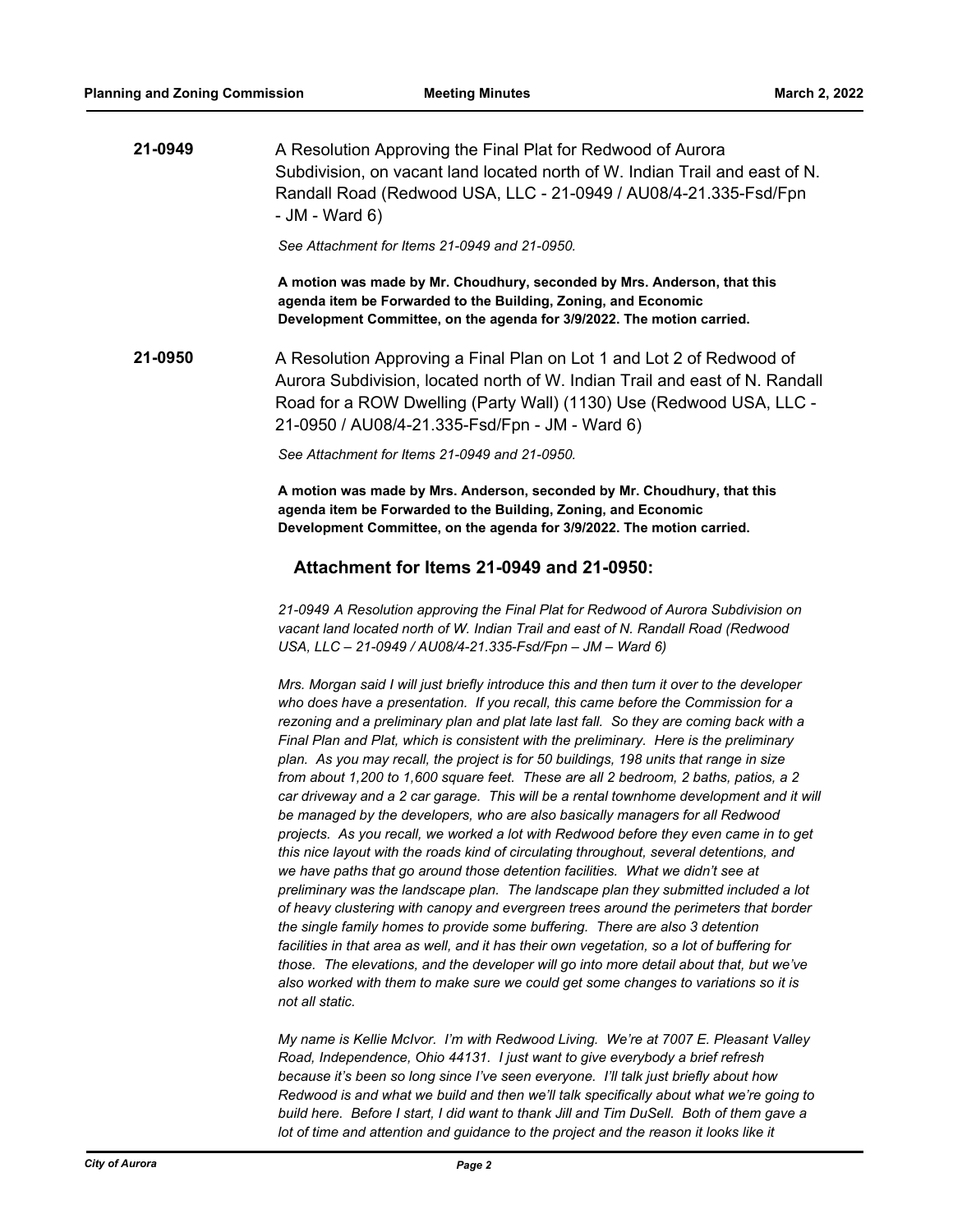**21-0949**

A Resolution Approving the Final Plat for Redwood of Aurora Subdivision, on vacant land located north of W. Indian Trail and east of N. Randall Road (Redwood USA, LLC - 21-0949 / AU08/4-21.335-Fsd/Fpn - JM - Ward 6)

*See Attachment for Items 21-0949 and 21-0950.*

**A motion was made by Mr. Choudhury, seconded by Mrs. Anderson, that this agenda item be Forwarded to the Building, Zoning, and Economic Development Committee, on the agenda for 3/9/2022. The motion carried.**

**21-0950**

A Resolution Approving a Final Plan on Lot 1 and Lot 2 of Redwood of Aurora Subdivision, located north of W. Indian Trail and east of N. Randall Road for a ROW Dwelling (Party Wall) (1130) Use (Redwood USA, LLC - 21-0950 / AU08/4-21.335-Fsd/Fpn - JM - Ward 6)

*See Attachment for Items 21-0949 and 21-0950.*

**A motion was made by Mrs. Anderson, seconded by Mr. Choudhury, that this agenda item be Forwarded to the Building, Zoning, and Economic Development Committee, on the agenda for 3/9/2022. The motion carried.**

## Attachment for Items 21-0949 and 21-0950:

*21-0949 A Resolution approving the Final Plat for Redwood of Aurora Subdivision on vacant land located north of W. Indian Trail and east of N. Randall Road (Redwood USA, LLC – 21-0949 / AU08/4-21.335-Fsd/Fpn – JM – Ward 6)*

*Mrs. Morgan said I will just briefly introduce this and then turn it over to the developer who does have a presentation. If you recall, this came before the Commission for a rezoning and a preliminary plan and plat late last fall. So they are coming back with a Final Plan and Plat, which is consistent with the preliminary. Here is the preliminary plan. As you may recall, the project is for 50 buildings, 198 units that range in size from about 1,200 to 1,600 square feet. These are all 2 bedroom, 2 baths, patios, a 2 car driveway and a 2 car garage. This will be a rental townhome development and it will be managed by the developers, who are also basically managers for all Redwood projects. As you recall, we worked a lot with Redwood before they even came in to get this nice layout with the roads kind of circulating throughout, several detentions, and we have paths that go around those detention facilities. What we didn't see at preliminary was the landscape plan. The landscape plan they submitted included a lot of heavy clustering with canopy and evergreen trees around the perimeters that border the single family homes to provide some buffering. There are also 3 detention facilities in that area as well, and it has their own vegetation, so a lot of buffering for those. The elevations, and the developer will go into more detail about that, but we've also worked with them to make sure we could get some changes to variations so it is not all static.*

*My name is Kellie McIvor. I'm with Redwood Living. We're at 7007 E. Pleasant Valley Road, Independence, Ohio 44131. I just want to give everybody a brief refresh because it's been so long since I've seen everyone. I'll talk just briefly about how Redwood is and what we build and then we'll talk specifically about what we're going to build here. Before I start, I did want to thank Jill and Tim DuSell. Both of them gave a lot of time and attention and guidance to the project and the reason it looks like it*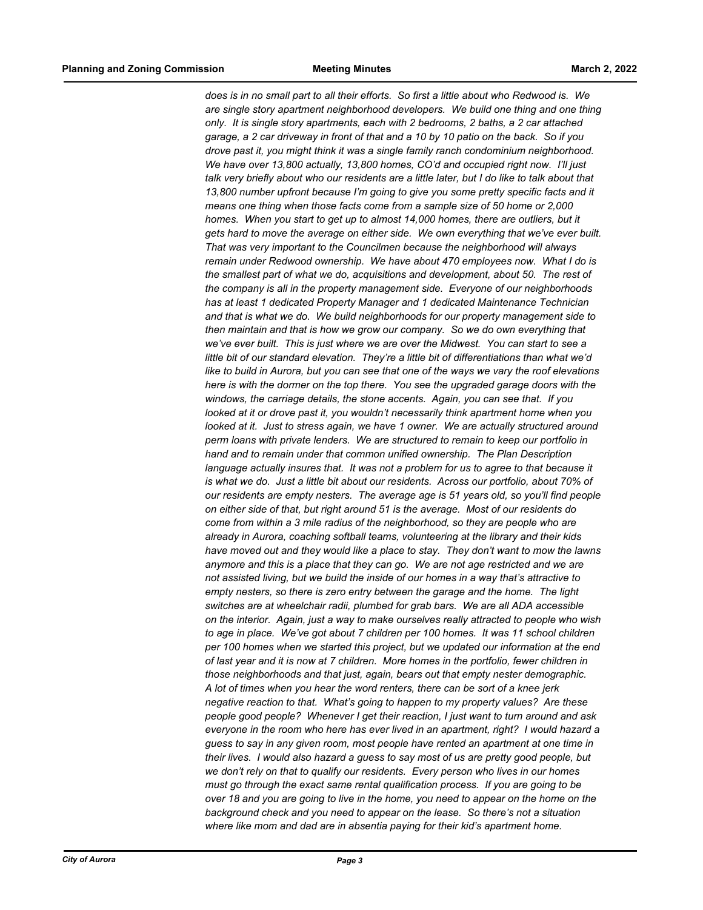*does is in no small part to all their efforts. So first a little about who Redwood is. We are single story apartment neighborhood developers. We build one thing and one thing only. It is single story apartments, each with 2 bedrooms, 2 baths, a 2 car attached garage, a 2 car driveway in front of that and a 10 by 10 patio on the back. So if you drove past it, you might think it was a single family ranch condominium neighborhood. We have over 13,800 actually, 13,800 homes, CO'd and occupied right now. I'll just talk very briefly about who our residents are a little later, but I do like to talk about that 13,800 number upfront because I'm going to give you some pretty specific facts and it means one thing when those facts come from a sample size of 50 home or 2,000 homes. When you start to get up to almost 14,000 homes, there are outliers, but it gets hard to move the average on either side. We own everything that we've ever built. That was very important to the Councilmen because the neighborhood will always remain under Redwood ownership. We have about 470 employees now. What I do is the smallest part of what we do, acquisitions and development, about 50. The rest of the company is all in the property management side. Everyone of our neighborhoods has at least 1 dedicated Property Manager and 1 dedicated Maintenance Technician and that is what we do. We build neighborhoods for our property management side to then maintain and that is how we grow our company. So we do own everything that we've ever built. This is just where we are over the Midwest. You can start to see a little bit of our standard elevation. They're a little bit of differentiations than what we'd like to build in Aurora, but you can see that one of the ways we vary the roof elevations here is with the dormer on the top there. You see the upgraded garage doors with the windows, the carriage details, the stone accents. Again, you can see that. If you looked at it or drove past it, you wouldn't necessarily think apartment home when you looked at it. Just to stress again, we have 1 owner. We are actually structured around perm loans with private lenders. We are structured to remain to keep our portfolio in hand and to remain under that common unified ownership. The Plan Description language actually insures that. It was not a problem for us to agree to that because it is what we do. Just a little bit about our residents. Across our portfolio, about 70% of our residents are empty nesters. The average age is 51 years old, so you'll find people on either side of that, but right around 51 is the average. Most of our residents do come from within a 3 mile radius of the neighborhood, so they are people who are already in Aurora, coaching softball teams, volunteering at the library and their kids have moved out and they would like a place to stay. They don't want to mow the lawns anymore and this is a place that they can go. We are not age restricted and we are not assisted living, but we build the inside of our homes in a way that's attractive to empty nesters, so there is zero entry between the garage and the home. The light switches are at wheelchair radii, plumbed for grab bars. We are all ADA accessible on the interior. Again, just a way to make ourselves really attracted to people who wish to age in place. We've got about 7 children per 100 homes. It was 11 school children per 100 homes when we started this project, but we updated our information at the end of last year and it is now at 7 children. More homes in the portfolio, fewer children in those neighborhoods and that just, again, bears out that empty nester demographic. A lot of times when you hear the word renters, there can be sort of a knee jerk negative reaction to that. What's going to happen to my property values? Are these people good people? Whenever I get their reaction, I just want to turn around and ask everyone in the room who here has ever lived in an apartment, right? I would hazard a guess to say in any given room, most people have rented an apartment at one time in their lives. I would also hazard a guess to say most of us are pretty good people, but we don't rely on that to qualify our residents. Every person who lives in our homes must go through the exact same rental qualification process. If you are going to be over 18 and you are going to live in the home, you need to appear on the home on the background check and you need to appear on the lease. So there's not a situation where like mom and dad are in absentia paying for their kid's apartment home.*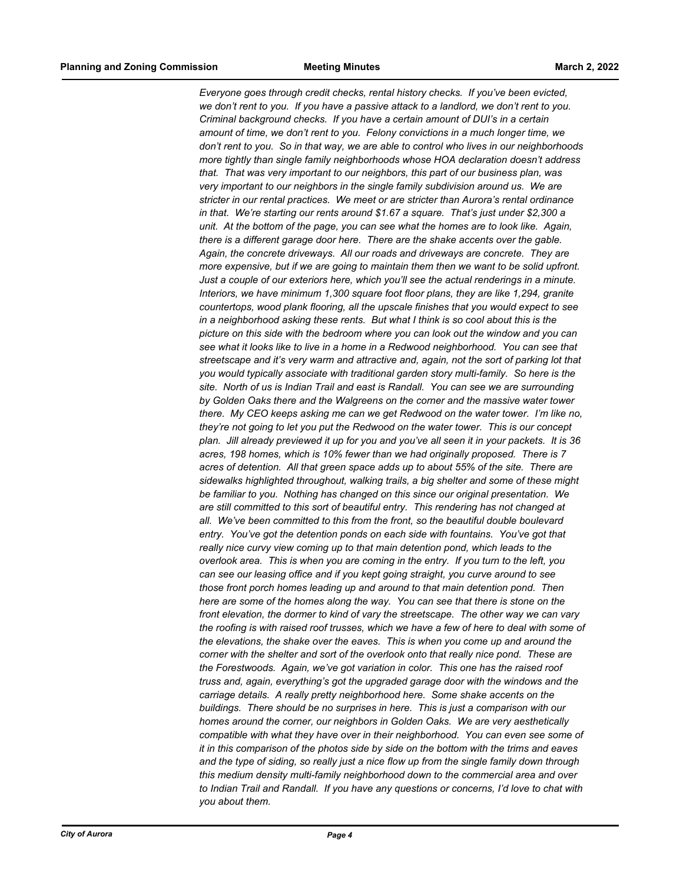*Everyone goes through credit checks, rental history checks. If you've been evicted, we don't rent to you. If you have a passive attack to a landlord, we don't rent to you. Criminal background checks. If you have a certain amount of DUI's in a certain amount of time, we don't rent to you. Felony convictions in a much longer time, we don't rent to you. So in that way, we are able to control who lives in our neighborhoods more tightly than single family neighborhoods whose HOA declaration doesn't address that. That was very important to our neighbors, this part of our business plan, was very important to our neighbors in the single family subdivision around us. We are stricter in our rental practices. We meet or are stricter than Aurora's rental ordinance in that. We're starting our rents around $1.67 a square. That's just under $2,300 a unit. At the bottom of the page, you can see what the homes are to look like. Again, there is a different garage door here. There are the shake accents over the gable. Again, the concrete driveways. All our roads and driveways are concrete. They are more expensive, but if we are going to maintain them then we want to be solid upfront. Just a couple of our exteriors here, which you'll see the actual renderings in a minute. Interiors, we have minimum 1,300 square foot floor plans, they are like 1,294, granite countertops, wood plank flooring, all the upscale finishes that you would expect to see in a neighborhood asking these rents. But what I think is so cool about this is the picture on this side with the bedroom where you can look out the window and you can see what it looks like to live in a home in a Redwood neighborhood. You can see that streetscape and it's very warm and attractive and, again, not the sort of parking lot that you would typically associate with traditional garden story multi-family. So here is the site. North of us is Indian Trail and east is Randall. You can see we are surrounding by Golden Oaks there and the Walgreens on the corner and the massive water tower there. My CEO keeps asking me can we get Redwood on the water tower. I'm like no, they're not going to let you put the Redwood on the water tower. This is our concept plan. Jill already previewed it up for you and you've all seen it in your packets. It is 36 acres, 198 homes, which is 10% fewer than we had originally proposed. There is 7 acres of detention. All that green space adds up to about 55% of the site. There are sidewalks highlighted throughout, walking trails, a big shelter and some of these might be familiar to you. Nothing has changed on this since our original presentation. We are still committed to this sort of beautiful entry. This rendering has not changed at all. We've been committed to this from the front, so the beautiful double boulevard entry. You've got the detention ponds on each side with fountains. You've got that really nice curvy view coming up to that main detention pond, which leads to the overlook area. This is when you are coming in the entry. If you turn to the left, you can see our leasing office and if you kept going straight, you curve around to see those front porch homes leading up and around to that main detention pond. Then here are some of the homes along the way. You can see that there is stone on the front elevation, the dormer to kind of vary the streetscape. The other way we can vary the roofing is with raised roof trusses, which we have a few of here to deal with some of the elevations, the shake over the eaves. This is when you come up and around the corner with the shelter and sort of the overlook onto that really nice pond. These are the Forestwoods. Again, we've got variation in color. This one has the raised roof truss and, again, everything's got the upgraded garage door with the windows and the carriage details. A really pretty neighborhood here. Some shake accents on the buildings. There should be no surprises in here. This is just a comparison with our homes around the corner, our neighbors in Golden Oaks. We are very aesthetically compatible with what they have over in their neighborhood. You can even see some of it in this comparison of the photos side by side on the bottom with the trims and eaves and the type of siding, so really just a nice flow up from the single family down through this medium density multi-family neighborhood down to the commercial area and over to Indian Trail and Randall. If you have any questions or concerns, I'd love to chat with you about them.*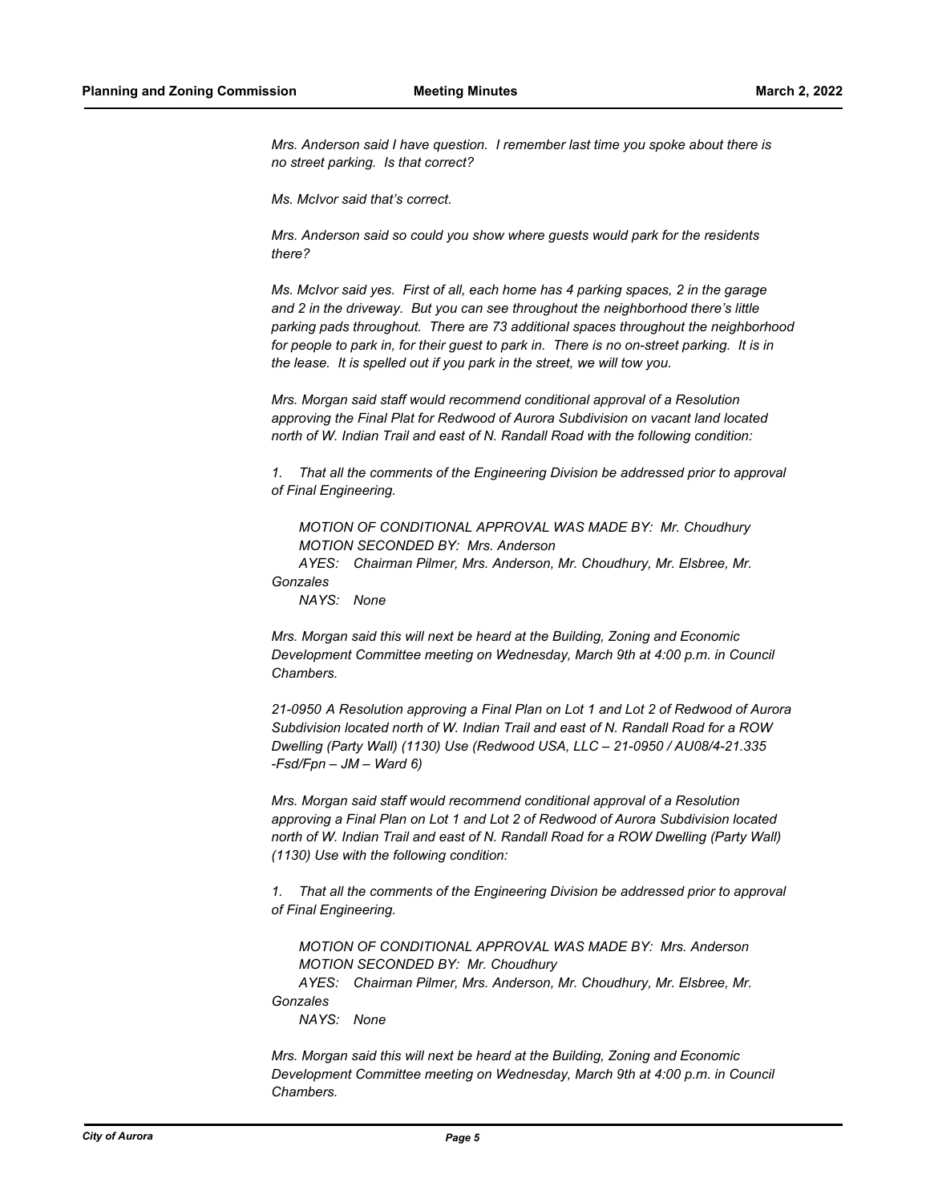*Mrs. Anderson said I have question. I remember last time you spoke about there is no street parking. Is that correct?*

*Ms. McIvor said that's correct.*

*Mrs. Anderson said so could you show where guests would park for the residents there?*

*Ms. McIvor said yes. First of all, each home has 4 parking spaces, 2 in the garage and 2 in the driveway. But you can see throughout the neighborhood there's little parking pads throughout. There are 73 additional spaces throughout the neighborhood for people to park in, for their guest to park in. There is no on-street parking. It is in the lease. It is spelled out if you park in the street, we will tow you.*

*Mrs. Morgan said staff would recommend conditional approval of a Resolution approving the Final Plat for Redwood of Aurora Subdivision on vacant land located north of W. Indian Trail and east of N. Randall Road with the following condition:*

*1. That all the comments of the Engineering Division be addressed prior to approval of Final Engineering.*

*MOTION OF CONDITIONAL APPROVAL WAS MADE BY: Mr. Choudhury*
*MOTION SECONDED BY: Mrs. Anderson*
*AYES: Chairman Pilmer, Mrs. Anderson, Mr. Choudhury, Mr. Elsbree, Mr. Gonzales*
*NAYS: None*

*Mrs. Morgan said this will next be heard at the Building, Zoning and Economic Development Committee meeting on Wednesday, March 9th at 4:00 p.m. in Council Chambers.*

*21-0950 A Resolution approving a Final Plan on Lot 1 and Lot 2 of Redwood of Aurora Subdivision located north of W. Indian Trail and east of N. Randall Road for a ROW Dwelling (Party Wall) (1130) Use (Redwood USA, LLC – 21-0950 / AU08/4-21.335 -Fsd/Fpn – JM – Ward 6)*

*Mrs. Morgan said staff would recommend conditional approval of a Resolution approving a Final Plan on Lot 1 and Lot 2 of Redwood of Aurora Subdivision located north of W. Indian Trail and east of N. Randall Road for a ROW Dwelling (Party Wall) (1130) Use with the following condition:*

*1. That all the comments of the Engineering Division be addressed prior to approval of Final Engineering.*

*MOTION OF CONDITIONAL APPROVAL WAS MADE BY: Mrs. Anderson*
*MOTION SECONDED BY: Mr. Choudhury*
*AYES: Chairman Pilmer, Mrs. Anderson, Mr. Choudhury, Mr. Elsbree, Mr. Gonzales*
*NAYS: None*

*Mrs. Morgan said this will next be heard at the Building, Zoning and Economic Development Committee meeting on Wednesday, March 9th at 4:00 p.m. in Council Chambers.*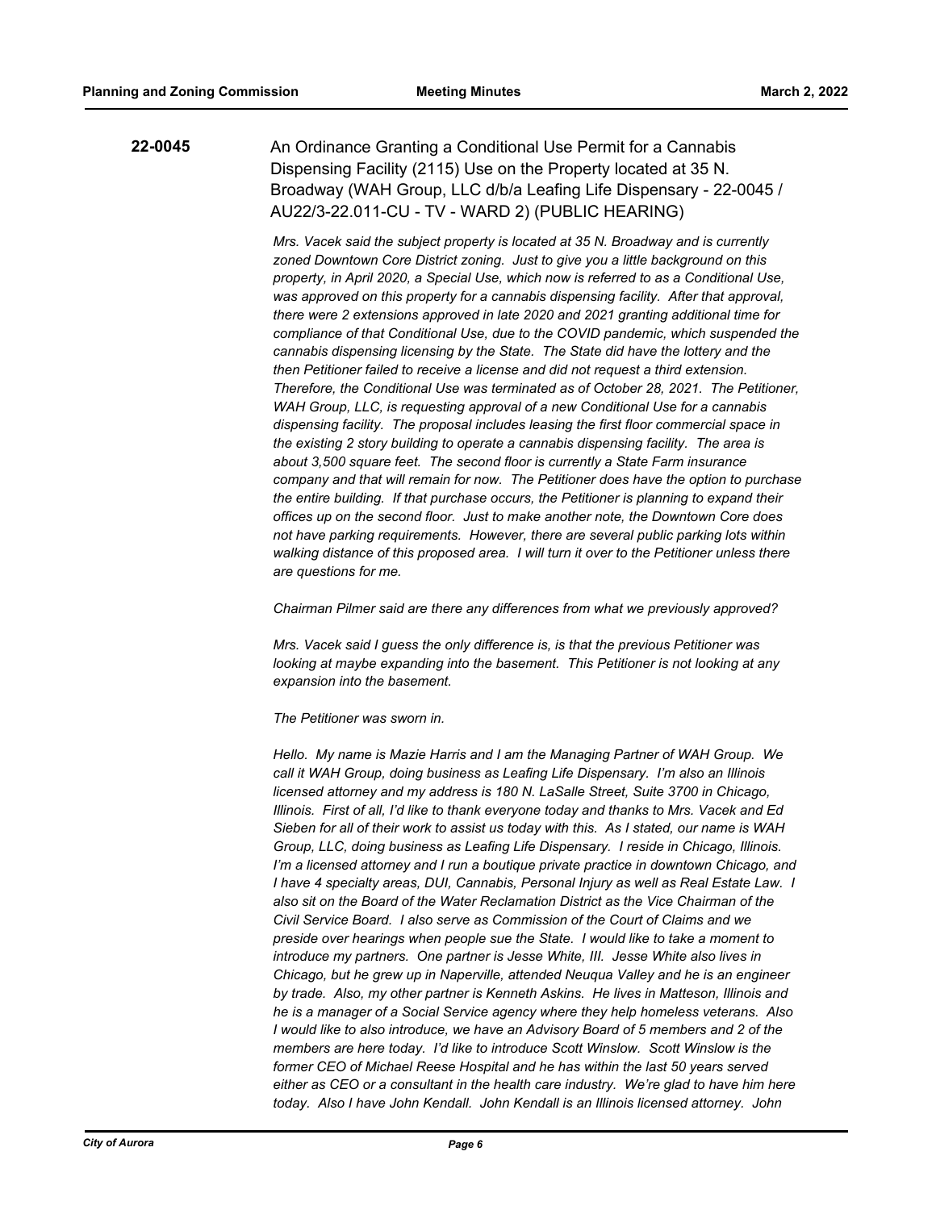**22-0045** An Ordinance Granting a Conditional Use Permit for a Cannabis Dispensing Facility (2115) Use on the Property located at 35 N. Broadway (WAH Group, LLC d/b/a Leafing Life Dispensary - 22-0045 / AU22/3-22.011-CU - TV - WARD 2) (PUBLIC HEARING)

*Mrs. Vacek said the subject property is located at 35 N. Broadway and is currently zoned Downtown Core District zoning. Just to give you a little background on this property, in April 2020, a Special Use, which now is referred to as a Conditional Use, was approved on this property for a cannabis dispensing facility. After that approval, there were 2 extensions approved in late 2020 and 2021 granting additional time for compliance of that Conditional Use, due to the COVID pandemic, which suspended the cannabis dispensing licensing by the State. The State did have the lottery and the then Petitioner failed to receive a license and did not request a third extension. Therefore, the Conditional Use was terminated as of October 28, 2021. The Petitioner, WAH Group, LLC, is requesting approval of a new Conditional Use for a cannabis dispensing facility. The proposal includes leasing the first floor commercial space in the existing 2 story building to operate a cannabis dispensing facility. The area is about 3,500 square feet. The second floor is currently a State Farm insurance company and that will remain for now. The Petitioner does have the option to purchase the entire building. If that purchase occurs, the Petitioner is planning to expand their offices up on the second floor. Just to make another note, the Downtown Core does not have parking requirements. However, there are several public parking lots within walking distance of this proposed area. I will turn it over to the Petitioner unless there are questions for me.*

*Chairman Pilmer said are there any differences from what we previously approved?*

*Mrs. Vacek said I guess the only difference is, is that the previous Petitioner was looking at maybe expanding into the basement. This Petitioner is not looking at any expansion into the basement.*

*The Petitioner was sworn in.*

*Hello. My name is Mazie Harris and I am the Managing Partner of WAH Group. We call it WAH Group, doing business as Leafing Life Dispensary. I'm also an Illinois licensed attorney and my address is 180 N. LaSalle Street, Suite 3700 in Chicago, Illinois. First of all, I'd like to thank everyone today and thanks to Mrs. Vacek and Ed Sieben for all of their work to assist us today with this. As I stated, our name is WAH Group, LLC, doing business as Leafing Life Dispensary. I reside in Chicago, Illinois. I'm a licensed attorney and I run a boutique private practice in downtown Chicago, and I have 4 specialty areas, DUI, Cannabis, Personal Injury as well as Real Estate Law. I also sit on the Board of the Water Reclamation District as the Vice Chairman of the Civil Service Board. I also serve as Commission of the Court of Claims and we preside over hearings when people sue the State. I would like to take a moment to introduce my partners. One partner is Jesse White, III. Jesse White also lives in Chicago, but he grew up in Naperville, attended Neuqua Valley and he is an engineer by trade. Also, my other partner is Kenneth Askins. He lives in Matteson, Illinois and he is a manager of a Social Service agency where they help homeless veterans. Also I would like to also introduce, we have an Advisory Board of 5 members and 2 of the members are here today. I'd like to introduce Scott Winslow. Scott Winslow is the former CEO of Michael Reese Hospital and he has within the last 50 years served either as CEO or a consultant in the health care industry. We're glad to have him here today. Also I have John Kendall. John Kendall is an Illinois licensed attorney. John*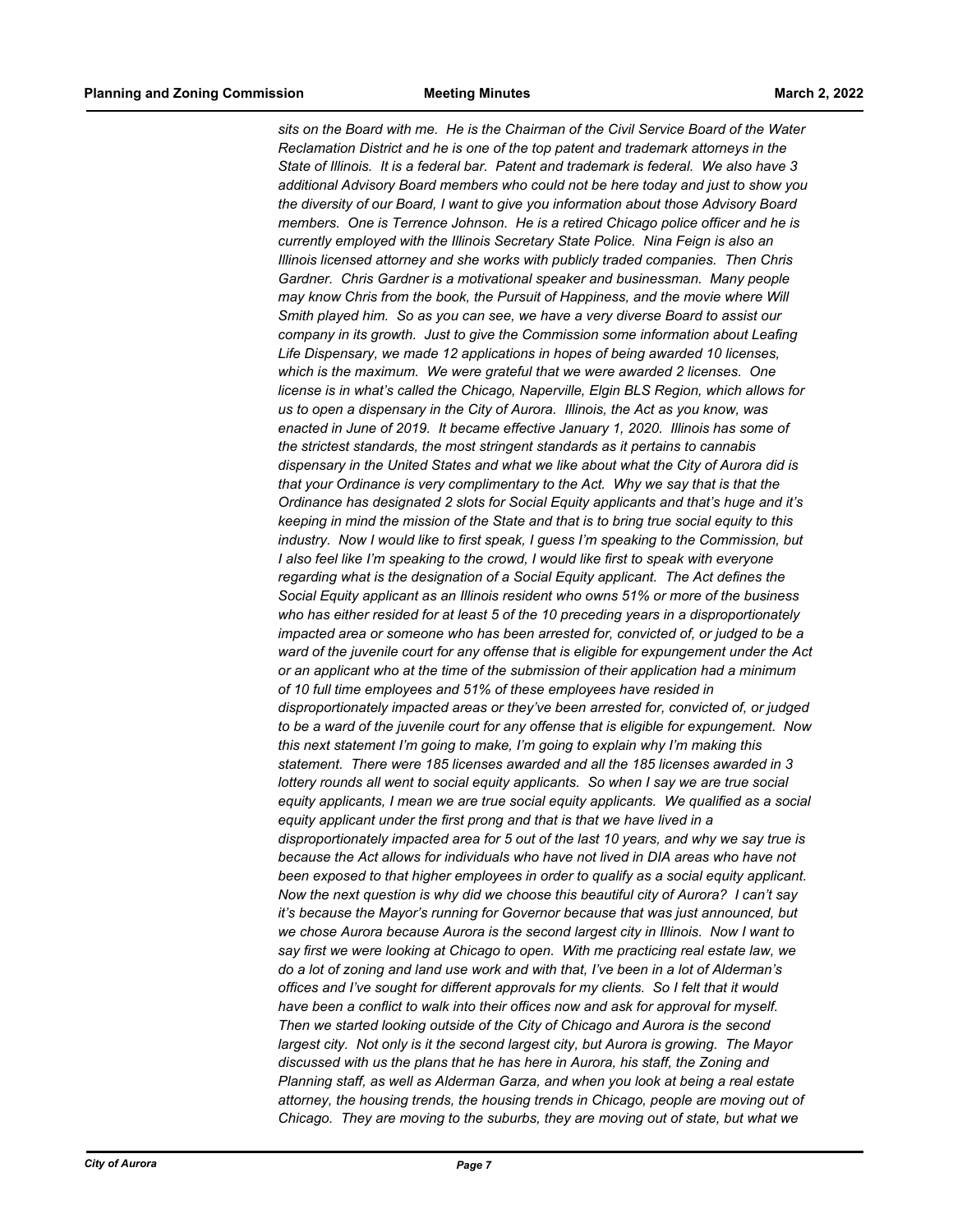*sits on the Board with me. He is the Chairman of the Civil Service Board of the Water Reclamation District and he is one of the top patent and trademark attorneys in the State of Illinois. It is a federal bar. Patent and trademark is federal. We also have 3 additional Advisory Board members who could not be here today and just to show you the diversity of our Board, I want to give you information about those Advisory Board members. One is Terrence Johnson. He is a retired Chicago police officer and he is currently employed with the Illinois Secretary State Police. Nina Feign is also an Illinois licensed attorney and she works with publicly traded companies. Then Chris Gardner. Chris Gardner is a motivational speaker and businessman. Many people may know Chris from the book, the Pursuit of Happiness, and the movie where Will Smith played him. So as you can see, we have a very diverse Board to assist our company in its growth. Just to give the Commission some information about Leafing Life Dispensary, we made 12 applications in hopes of being awarded 10 licenses, which is the maximum. We were grateful that we were awarded 2 licenses. One license is in what's called the Chicago, Naperville, Elgin BLS Region, which allows for us to open a dispensary in the City of Aurora. Illinois, the Act as you know, was enacted in June of 2019. It became effective January 1, 2020. Illinois has some of the strictest standards, the most stringent standards as it pertains to cannabis dispensary in the United States and what we like about what the City of Aurora did is that your Ordinance is very complimentary to the Act. Why we say that is that the Ordinance has designated 2 slots for Social Equity applicants and that's huge and it's keeping in mind the mission of the State and that is to bring true social equity to this industry. Now I would like to first speak, I guess I'm speaking to the Commission, but I also feel like I'm speaking to the crowd, I would like first to speak with everyone regarding what is the designation of a Social Equity applicant. The Act defines the Social Equity applicant as an Illinois resident who owns 51% or more of the business who has either resided for at least 5 of the 10 preceding years in a disproportionately impacted area or someone who has been arrested for, convicted of, or judged to be a ward of the juvenile court for any offense that is eligible for expungement under the Act or an applicant who at the time of the submission of their application had a minimum of 10 full time employees and 51% of these employees have resided in disproportionately impacted areas or they've been arrested for, convicted of, or judged to be a ward of the juvenile court for any offense that is eligible for expungement. Now this next statement I'm going to make, I'm going to explain why I'm making this statement. There were 185 licenses awarded and all the 185 licenses awarded in 3 lottery rounds all went to social equity applicants. So when I say we are true social equity applicants, I mean we are true social equity applicants. We qualified as a social equity applicant under the first prong and that is that we have lived in a disproportionately impacted area for 5 out of the last 10 years, and why we say true is because the Act allows for individuals who have not lived in DIA areas who have not been exposed to that higher employees in order to qualify as a social equity applicant. Now the next question is why did we choose this beautiful city of Aurora? I can't say it's because the Mayor's running for Governor because that was just announced, but we chose Aurora because Aurora is the second largest city in Illinois. Now I want to say first we were looking at Chicago to open. With me practicing real estate law, we do a lot of zoning and land use work and with that, I've been in a lot of Alderman's offices and I've sought for different approvals for my clients. So I felt that it would have been a conflict to walk into their offices now and ask for approval for myself. Then we started looking outside of the City of Chicago and Aurora is the second largest city. Not only is it the second largest city, but Aurora is growing. The Mayor discussed with us the plans that he has here in Aurora, his staff, the Zoning and Planning staff, as well as Alderman Garza, and when you look at being a real estate attorney, the housing trends, the housing trends in Chicago, people are moving out of Chicago. They are moving to the suburbs, they are moving out of state, but what we*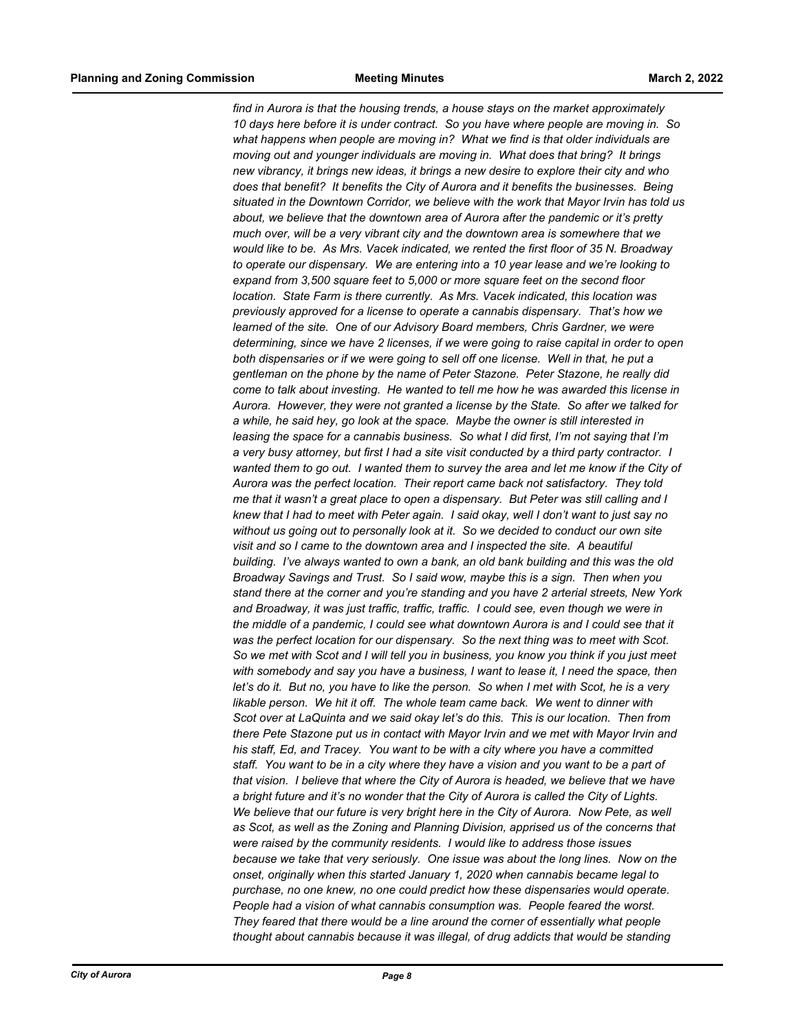*find in Aurora is that the housing trends, a house stays on the market approximately 10 days here before it is under contract. So you have where people are moving in. So what happens when people are moving in? What we find is that older individuals are moving out and younger individuals are moving in. What does that bring? It brings new vibrancy, it brings new ideas, it brings a new desire to explore their city and who does that benefit? It benefits the City of Aurora and it benefits the businesses. Being situated in the Downtown Corridor, we believe with the work that Mayor Irvin has told us about, we believe that the downtown area of Aurora after the pandemic or it's pretty much over, will be a very vibrant city and the downtown area is somewhere that we would like to be. As Mrs. Vacek indicated, we rented the first floor of 35 N. Broadway to operate our dispensary. We are entering into a 10 year lease and we're looking to expand from 3,500 square feet to 5,000 or more square feet on the second floor location. State Farm is there currently. As Mrs. Vacek indicated, this location was previously approved for a license to operate a cannabis dispensary. That's how we learned of the site. One of our Advisory Board members, Chris Gardner, we were determining, since we have 2 licenses, if we were going to raise capital in order to open both dispensaries or if we were going to sell off one license. Well in that, he put a gentleman on the phone by the name of Peter Stazone. Peter Stazone, he really did come to talk about investing. He wanted to tell me how he was awarded this license in Aurora. However, they were not granted a license by the State. So after we talked for a while, he said hey, go look at the space. Maybe the owner is still interested in leasing the space for a cannabis business. So what I did first, I'm not saying that I'm a very busy attorney, but first I had a site visit conducted by a third party contractor. I wanted them to go out. I wanted them to survey the area and let me know if the City of Aurora was the perfect location. Their report came back not satisfactory. They told me that it wasn't a great place to open a dispensary. But Peter was still calling and I knew that I had to meet with Peter again. I said okay, well I don't want to just say no without us going out to personally look at it. So we decided to conduct our own site visit and so I came to the downtown area and I inspected the site. A beautiful building. I've always wanted to own a bank, an old bank building and this was the old Broadway Savings and Trust. So I said wow, maybe this is a sign. Then when you stand there at the corner and you're standing and you have 2 arterial streets, New York and Broadway, it was just traffic, traffic, traffic. I could see, even though we were in the middle of a pandemic, I could see what downtown Aurora is and I could see that it was the perfect location for our dispensary. So the next thing was to meet with Scot. So we met with Scot and I will tell you in business, you know you think if you just meet with somebody and say you have a business, I want to lease it, I need the space, then let's do it. But no, you have to like the person. So when I met with Scot, he is a very likable person. We hit it off. The whole team came back. We went to dinner with Scot over at LaQuinta and we said okay let's do this. This is our location. Then from there Pete Stazone put us in contact with Mayor Irvin and we met with Mayor Irvin and his staff, Ed, and Tracey. You want to be with a city where you have a committed staff. You want to be in a city where they have a vision and you want to be a part of that vision. I believe that where the City of Aurora is headed, we believe that we have a bright future and it's no wonder that the City of Aurora is called the City of Lights. We believe that our future is very bright here in the City of Aurora. Now Pete, as well as Scot, as well as the Zoning and Planning Division, apprised us of the concerns that were raised by the community residents. I would like to address those issues because we take that very seriously. One issue was about the long lines. Now on the onset, originally when this started January 1, 2020 when cannabis became legal to purchase, no one knew, no one could predict how these dispensaries would operate. People had a vision of what cannabis consumption was. People feared the worst. They feared that there would be a line around the corner of essentially what people thought about cannabis because it was illegal, of drug addicts that would be standing*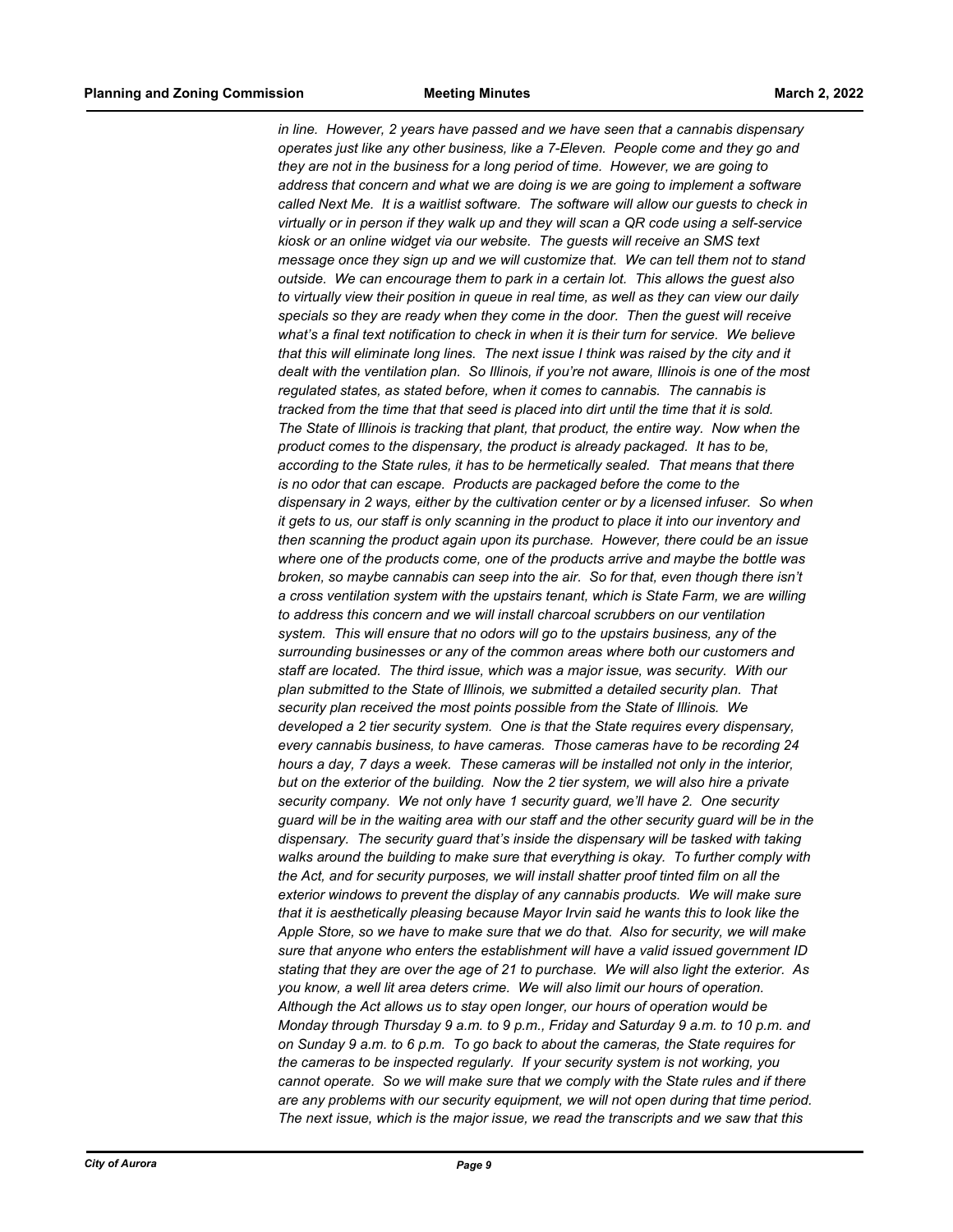*in line. However, 2 years have passed and we have seen that a cannabis dispensary operates just like any other business, like a 7-Eleven. People come and they go and they are not in the business for a long period of time. However, we are going to address that concern and what we are doing is we are going to implement a software called Next Me. It is a waitlist software. The software will allow our guests to check in virtually or in person if they walk up and they will scan a QR code using a self-service kiosk or an online widget via our website. The guests will receive an SMS text message once they sign up and we will customize that. We can tell them not to stand outside. We can encourage them to park in a certain lot. This allows the guest also to virtually view their position in queue in real time, as well as they can view our daily specials so they are ready when they come in the door. Then the guest will receive what's a final text notification to check in when it is their turn for service. We believe that this will eliminate long lines. The next issue I think was raised by the city and it dealt with the ventilation plan. So Illinois, if you're not aware, Illinois is one of the most regulated states, as stated before, when it comes to cannabis. The cannabis is tracked from the time that that seed is placed into dirt until the time that it is sold. The State of Illinois is tracking that plant, that product, the entire way. Now when the product comes to the dispensary, the product is already packaged. It has to be, according to the State rules, it has to be hermetically sealed. That means that there is no odor that can escape. Products are packaged before the come to the dispensary in 2 ways, either by the cultivation center or by a licensed infuser. So when it gets to us, our staff is only scanning in the product to place it into our inventory and then scanning the product again upon its purchase. However, there could be an issue where one of the products come, one of the products arrive and maybe the bottle was broken, so maybe cannabis can seep into the air. So for that, even though there isn't a cross ventilation system with the upstairs tenant, which is State Farm, we are willing to address this concern and we will install charcoal scrubbers on our ventilation system. This will ensure that no odors will go to the upstairs business, any of the surrounding businesses or any of the common areas where both our customers and staff are located. The third issue, which was a major issue, was security. With our plan submitted to the State of Illinois, we submitted a detailed security plan. That security plan received the most points possible from the State of Illinois. We developed a 2 tier security system. One is that the State requires every dispensary, every cannabis business, to have cameras. Those cameras have to be recording 24 hours a day, 7 days a week. These cameras will be installed not only in the interior, but on the exterior of the building. Now the 2 tier system, we will also hire a private security company. We not only have 1 security guard, we'll have 2. One security guard will be in the waiting area with our staff and the other security guard will be in the dispensary. The security guard that's inside the dispensary will be tasked with taking walks around the building to make sure that everything is okay. To further comply with the Act, and for security purposes, we will install shatter proof tinted film on all the exterior windows to prevent the display of any cannabis products. We will make sure that it is aesthetically pleasing because Mayor Irvin said he wants this to look like the Apple Store, so we have to make sure that we do that. Also for security, we will make sure that anyone who enters the establishment will have a valid issued government ID stating that they are over the age of 21 to purchase. We will also light the exterior. As you know, a well lit area deters crime. We will also limit our hours of operation. Although the Act allows us to stay open longer, our hours of operation would be Monday through Thursday 9 a.m. to 9 p.m., Friday and Saturday 9 a.m. to 10 p.m. and on Sunday 9 a.m. to 6 p.m. To go back to about the cameras, the State requires for the cameras to be inspected regularly. If your security system is not working, you cannot operate. So we will make sure that we comply with the State rules and if there are any problems with our security equipment, we will not open during that time period. The next issue, which is the major issue, we read the transcripts and we saw that this*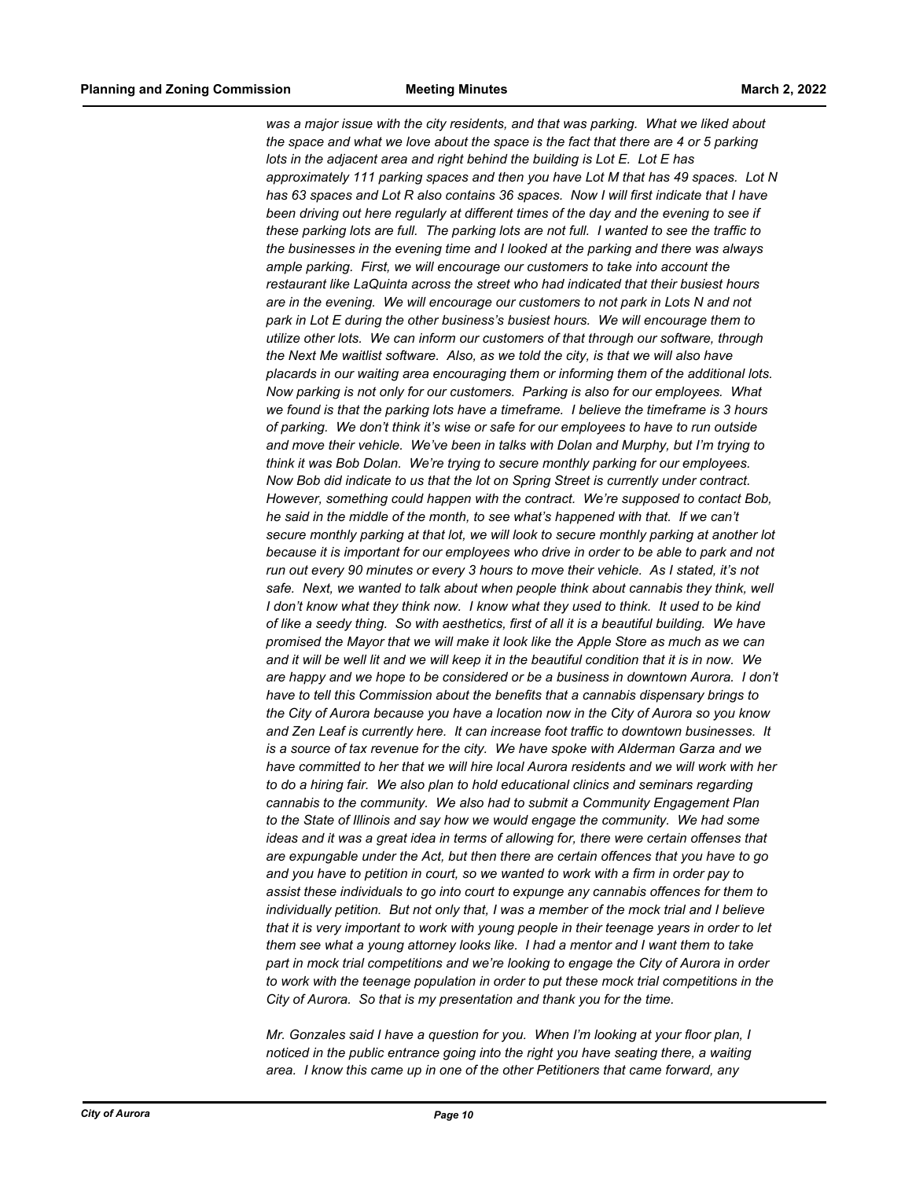*was a major issue with the city residents, and that was parking. What we liked about the space and what we love about the space is the fact that there are 4 or 5 parking lots in the adjacent area and right behind the building is Lot E. Lot E has approximately 111 parking spaces and then you have Lot M that has 49 spaces. Lot N has 63 spaces and Lot R also contains 36 spaces. Now I will first indicate that I have been driving out here regularly at different times of the day and the evening to see if these parking lots are full. The parking lots are not full. I wanted to see the traffic to the businesses in the evening time and I looked at the parking and there was always ample parking. First, we will encourage our customers to take into account the restaurant like LaQuinta across the street who had indicated that their busiest hours are in the evening. We will encourage our customers to not park in Lots N and not park in Lot E during the other business's busiest hours. We will encourage them to utilize other lots. We can inform our customers of that through our software, through the Next Me waitlist software. Also, as we told the city, is that we will also have placards in our waiting area encouraging them or informing them of the additional lots. Now parking is not only for our customers. Parking is also for our employees. What we found is that the parking lots have a timeframe. I believe the timeframe is 3 hours of parking. We don't think it's wise or safe for our employees to have to run outside and move their vehicle. We've been in talks with Dolan and Murphy, but I'm trying to think it was Bob Dolan. We're trying to secure monthly parking for our employees. Now Bob did indicate to us that the lot on Spring Street is currently under contract. However, something could happen with the contract. We're supposed to contact Bob, he said in the middle of the month, to see what's happened with that. If we can't secure monthly parking at that lot, we will look to secure monthly parking at another lot because it is important for our employees who drive in order to be able to park and not run out every 90 minutes or every 3 hours to move their vehicle. As I stated, it's not safe. Next, we wanted to talk about when people think about cannabis they think, well I don't know what they think now. I know what they used to think. It used to be kind of like a seedy thing. So with aesthetics, first of all it is a beautiful building. We have promised the Mayor that we will make it look like the Apple Store as much as we can and it will be well lit and we will keep it in the beautiful condition that it is in now. We are happy and we hope to be considered or be a business in downtown Aurora. I don't have to tell this Commission about the benefits that a cannabis dispensary brings to the City of Aurora because you have a location now in the City of Aurora so you know and Zen Leaf is currently here. It can increase foot traffic to downtown businesses. It is a source of tax revenue for the city. We have spoke with Alderman Garza and we have committed to her that we will hire local Aurora residents and we will work with her to do a hiring fair. We also plan to hold educational clinics and seminars regarding cannabis to the community. We also had to submit a Community Engagement Plan to the State of Illinois and say how we would engage the community. We had some ideas and it was a great idea in terms of allowing for, there were certain offenses that are expungable under the Act, but then there are certain offences that you have to go and you have to petition in court, so we wanted to work with a firm in order pay to assist these individuals to go into court to expunge any cannabis offences for them to individually petition. But not only that, I was a member of the mock trial and I believe that it is very important to work with young people in their teenage years in order to let them see what a young attorney looks like. I had a mentor and I want them to take part in mock trial competitions and we're looking to engage the City of Aurora in order to work with the teenage population in order to put these mock trial competitions in the City of Aurora. So that is my presentation and thank you for the time.*

*Mr. Gonzales said I have a question for you. When I'm looking at your floor plan, I noticed in the public entrance going into the right you have seating there, a waiting area. I know this came up in one of the other Petitioners that came forward, any*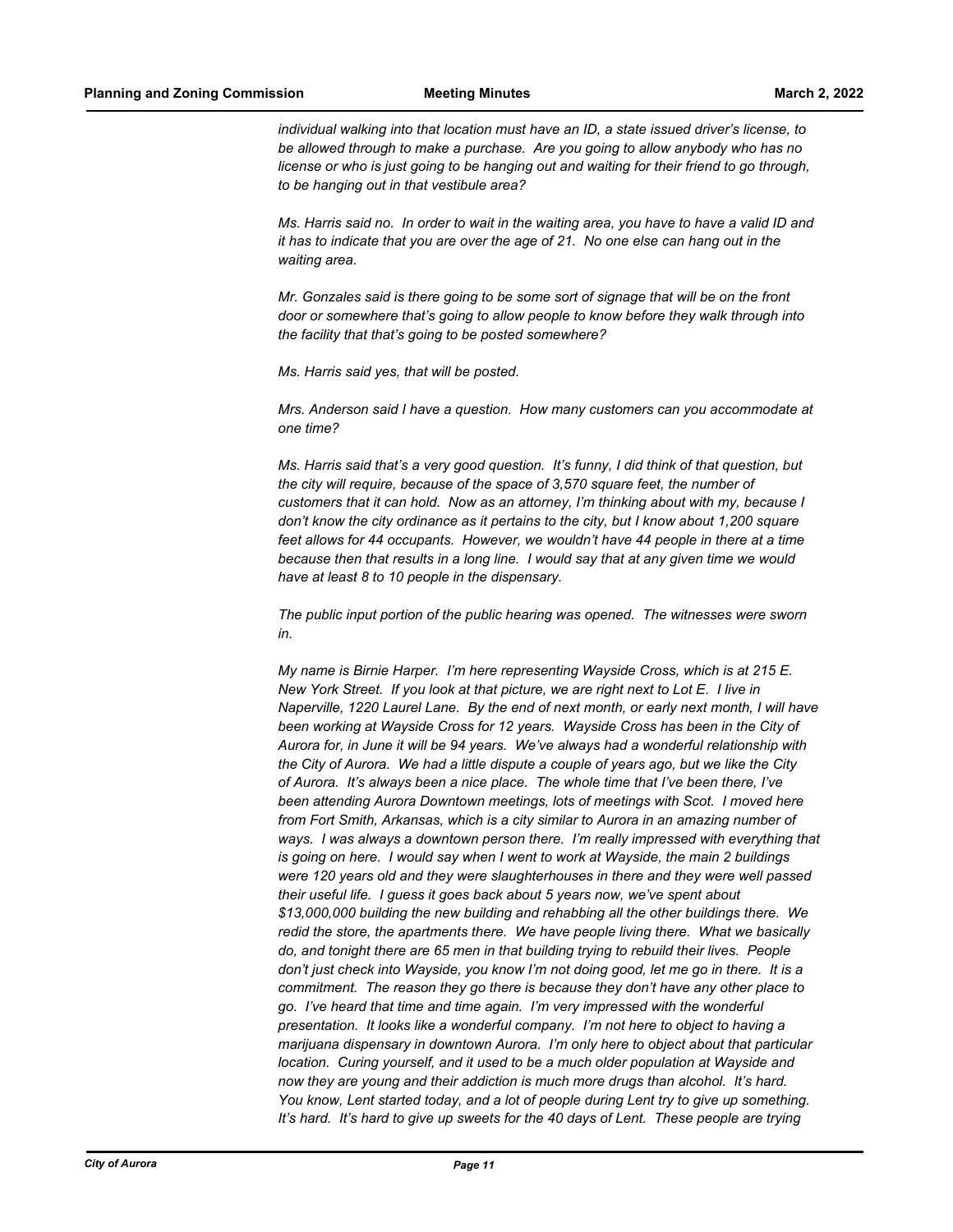*individual walking into that location must have an ID, a state issued driver's license, to be allowed through to make a purchase. Are you going to allow anybody who has no license or who is just going to be hanging out and waiting for their friend to go through, to be hanging out in that vestibule area?*

*Ms. Harris said no. In order to wait in the waiting area, you have to have a valid ID and it has to indicate that you are over the age of 21. No one else can hang out in the waiting area.*

*Mr. Gonzales said is there going to be some sort of signage that will be on the front door or somewhere that's going to allow people to know before they walk through into the facility that that's going to be posted somewhere?*

*Ms. Harris said yes, that will be posted.*

*Mrs. Anderson said I have a question. How many customers can you accommodate at one time?*

*Ms. Harris said that's a very good question. It's funny, I did think of that question, but the city will require, because of the space of 3,570 square feet, the number of customers that it can hold. Now as an attorney, I'm thinking about with my, because I don't know the city ordinance as it pertains to the city, but I know about 1,200 square feet allows for 44 occupants. However, we wouldn't have 44 people in there at a time because then that results in a long line. I would say that at any given time we would have at least 8 to 10 people in the dispensary.*

*The public input portion of the public hearing was opened. The witnesses were sworn in.*

*My name is Birnie Harper. I'm here representing Wayside Cross, which is at 215 E. New York Street. If you look at that picture, we are right next to Lot E. I live in Naperville, 1220 Laurel Lane. By the end of next month, or early next month, I will have been working at Wayside Cross for 12 years. Wayside Cross has been in the City of Aurora for, in June it will be 94 years. We've always had a wonderful relationship with the City of Aurora. We had a little dispute a couple of years ago, but we like the City of Aurora. It's always been a nice place. The whole time that I've been there, I've been attending Aurora Downtown meetings, lots of meetings with Scot. I moved here from Fort Smith, Arkansas, which is a city similar to Aurora in an amazing number of ways. I was always a downtown person there. I'm really impressed with everything that is going on here. I would say when I went to work at Wayside, the main 2 buildings were 120 years old and they were slaughterhouses in there and they were well passed their useful life. I guess it goes back about 5 years now, we've spent about $13,000,000 building the new building and rehabbing all the other buildings there. We redid the store, the apartments there. We have people living there. What we basically do, and tonight there are 65 men in that building trying to rebuild their lives. People don't just check into Wayside, you know I'm not doing good, let me go in there. It is a commitment. The reason they go there is because they don't have any other place to go. I've heard that time and time again. I'm very impressed with the wonderful presentation. It looks like a wonderful company. I'm not here to object to having a marijuana dispensary in downtown Aurora. I'm only here to object about that particular location. Curing yourself, and it used to be a much older population at Wayside and now they are young and their addiction is much more drugs than alcohol. It's hard. You know, Lent started today, and a lot of people during Lent try to give up something. It's hard. It's hard to give up sweets for the 40 days of Lent. These people are trying*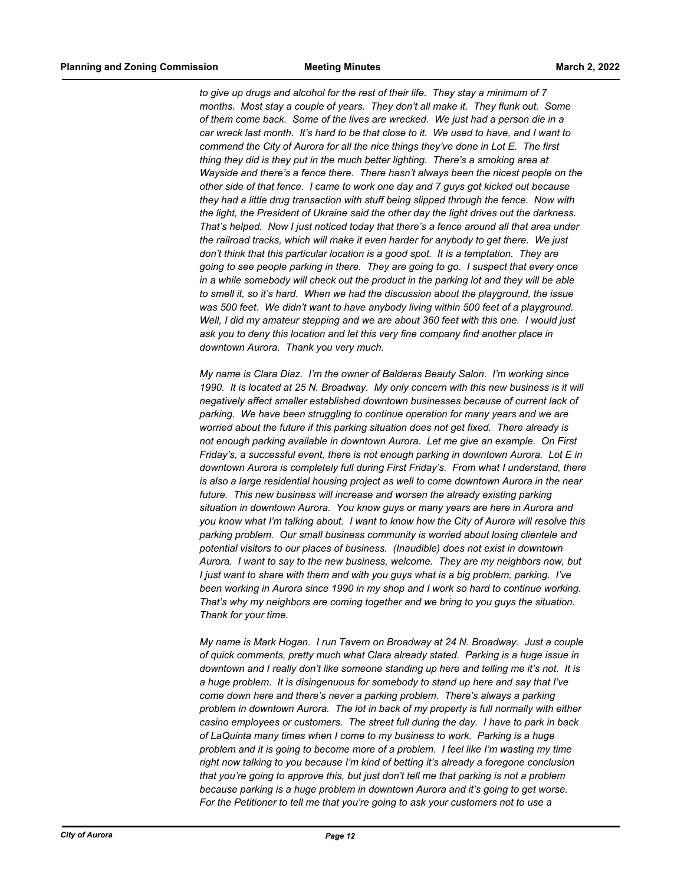*to give up drugs and alcohol for the rest of their life. They stay a minimum of 7 months. Most stay a couple of years. They don't all make it. They flunk out. Some of them come back. Some of the lives are wrecked. We just had a person die in a car wreck last month. It's hard to be that close to it. We used to have, and I want to commend the City of Aurora for all the nice things they've done in Lot E. The first thing they did is they put in the much better lighting. There's a smoking area at Wayside and there's a fence there. There hasn't always been the nicest people on the other side of that fence. I came to work one day and 7 guys got kicked out because they had a little drug transaction with stuff being slipped through the fence. Now with the light, the President of Ukraine said the other day the light drives out the darkness. That's helped. Now I just noticed today that there's a fence around all that area under the railroad tracks, which will make it even harder for anybody to get there. We just don't think that this particular location is a good spot. It is a temptation. They are going to see people parking in there. They are going to go. I suspect that every once in a while somebody will check out the product in the parking lot and they will be able to smell it, so it's hard. When we had the discussion about the playground, the issue was 500 feet. We didn't want to have anybody living within 500 feet of a playground. Well, I did my amateur stepping and we are about 360 feet with this one. I would just ask you to deny this location and let this very fine company find another place in downtown Aurora. Thank you very much.*

*My name is Clara Diaz. I'm the owner of Balderas Beauty Salon. I'm working since 1990. It is located at 25 N. Broadway. My only concern with this new business is it will negatively affect smaller established downtown businesses because of current lack of parking. We have been struggling to continue operation for many years and we are worried about the future if this parking situation does not get fixed. There already is not enough parking available in downtown Aurora. Let me give an example. On First Friday's, a successful event, there is not enough parking in downtown Aurora. Lot E in downtown Aurora is completely full during First Friday's. From what I understand, there is also a large residential housing project as well to come downtown Aurora in the near future. This new business will increase and worsen the already existing parking situation in downtown Aurora. You know guys or many years are here in Aurora and you know what I'm talking about. I want to know how the City of Aurora will resolve this parking problem. Our small business community is worried about losing clientele and potential visitors to our places of business. (Inaudible) does not exist in downtown Aurora. I want to say to the new business, welcome. They are my neighbors now, but I just want to share with them and with you guys what is a big problem, parking. I've been working in Aurora since 1990 in my shop and I work so hard to continue working. That's why my neighbors are coming together and we bring to you guys the situation. Thank for your time.*

*My name is Mark Hogan. I run Tavern on Broadway at 24 N. Broadway. Just a couple of quick comments, pretty much what Clara already stated. Parking is a huge issue in downtown and I really don't like someone standing up here and telling me it's not. It is a huge problem. It is disingenuous for somebody to stand up here and say that I've come down here and there's never a parking problem. There's always a parking problem in downtown Aurora. The lot in back of my property is full normally with either casino employees or customers. The street full during the day. I have to park in back of LaQuinta many times when I come to my business to work. Parking is a huge problem and it is going to become more of a problem. I feel like I'm wasting my time right now talking to you because I'm kind of betting it's already a foregone conclusion that you're going to approve this, but just don't tell me that parking is not a problem because parking is a huge problem in downtown Aurora and it's going to get worse. For the Petitioner to tell me that you're going to ask your customers not to use a*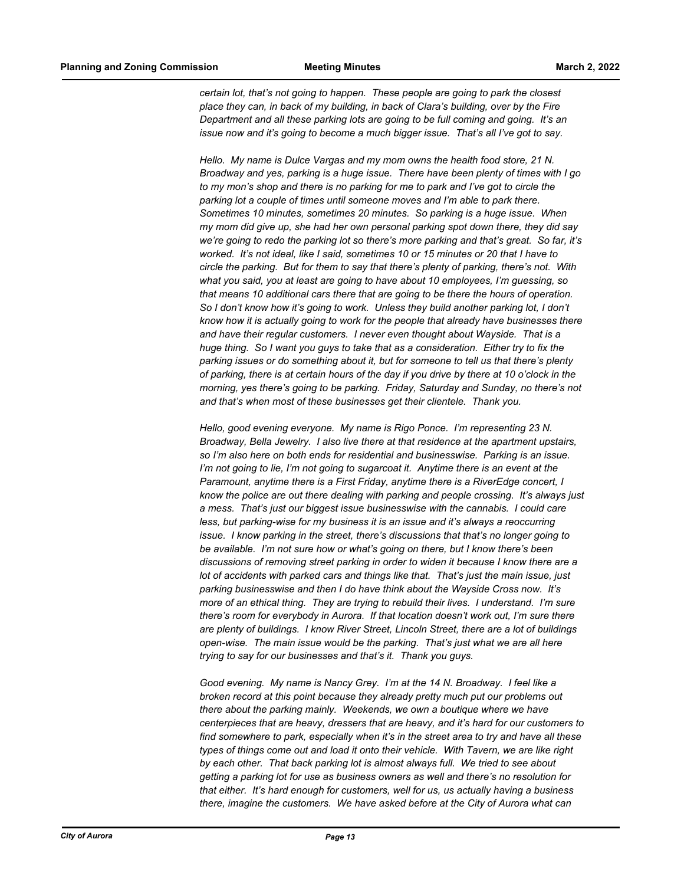*certain lot, that's not going to happen. These people are going to park the closest place they can, in back of my building, in back of Clara's building, over by the Fire Department and all these parking lots are going to be full coming and going. It's an issue now and it's going to become a much bigger issue. That's all I've got to say.*

*Hello. My name is Dulce Vargas and my mom owns the health food store, 21 N. Broadway and yes, parking is a huge issue. There have been plenty of times with I go to my mon's shop and there is no parking for me to park and I've got to circle the parking lot a couple of times until someone moves and I'm able to park there. Sometimes 10 minutes, sometimes 20 minutes. So parking is a huge issue. When my mom did give up, she had her own personal parking spot down there, they did say we're going to redo the parking lot so there's more parking and that's great. So far, it's worked. It's not ideal, like I said, sometimes 10 or 15 minutes or 20 that I have to circle the parking. But for them to say that there's plenty of parking, there's not. With what you said, you at least are going to have about 10 employees, I'm guessing, so that means 10 additional cars there that are going to be there the hours of operation. So I don't know how it's going to work. Unless they build another parking lot, I don't know how it is actually going to work for the people that already have businesses there and have their regular customers. I never even thought about Wayside. That is a huge thing. So I want you guys to take that as a consideration. Either try to fix the parking issues or do something about it, but for someone to tell us that there's plenty of parking, there is at certain hours of the day if you drive by there at 10 o'clock in the morning, yes there's going to be parking. Friday, Saturday and Sunday, no there's not and that's when most of these businesses get their clientele. Thank you.*

*Hello, good evening everyone. My name is Rigo Ponce. I'm representing 23 N. Broadway, Bella Jewelry. I also live there at that residence at the apartment upstairs, so I'm also here on both ends for residential and businesswise. Parking is an issue. I'm not going to lie, I'm not going to sugarcoat it. Anytime there is an event at the Paramount, anytime there is a First Friday, anytime there is a RiverEdge concert, I know the police are out there dealing with parking and people crossing. It's always just a mess. That's just our biggest issue businesswise with the cannabis. I could care less, but parking-wise for my business it is an issue and it's always a reoccurring issue. I know parking in the street, there's discussions that that's no longer going to be available. I'm not sure how or what's going on there, but I know there's been discussions of removing street parking in order to widen it because I know there are a lot of accidents with parked cars and things like that. That's just the main issue, just parking businesswise and then I do have think about the Wayside Cross now. It's more of an ethical thing. They are trying to rebuild their lives. I understand. I'm sure there's room for everybody in Aurora. If that location doesn't work out, I'm sure there are plenty of buildings. I know River Street, Lincoln Street, there are a lot of buildings open-wise. The main issue would be the parking. That's just what we are all here trying to say for our businesses and that's it. Thank you guys.*

*Good evening. My name is Nancy Grey. I'm at the 14 N. Broadway. I feel like a broken record at this point because they already pretty much put our problems out there about the parking mainly. Weekends, we own a boutique where we have centerpieces that are heavy, dressers that are heavy, and it's hard for our customers to find somewhere to park, especially when it's in the street area to try and have all these types of things come out and load it onto their vehicle. With Tavern, we are like right by each other. That back parking lot is almost always full. We tried to see about getting a parking lot for use as business owners as well and there's no resolution for that either. It's hard enough for customers, well for us, us actually having a business there, imagine the customers. We have asked before at the City of Aurora what can*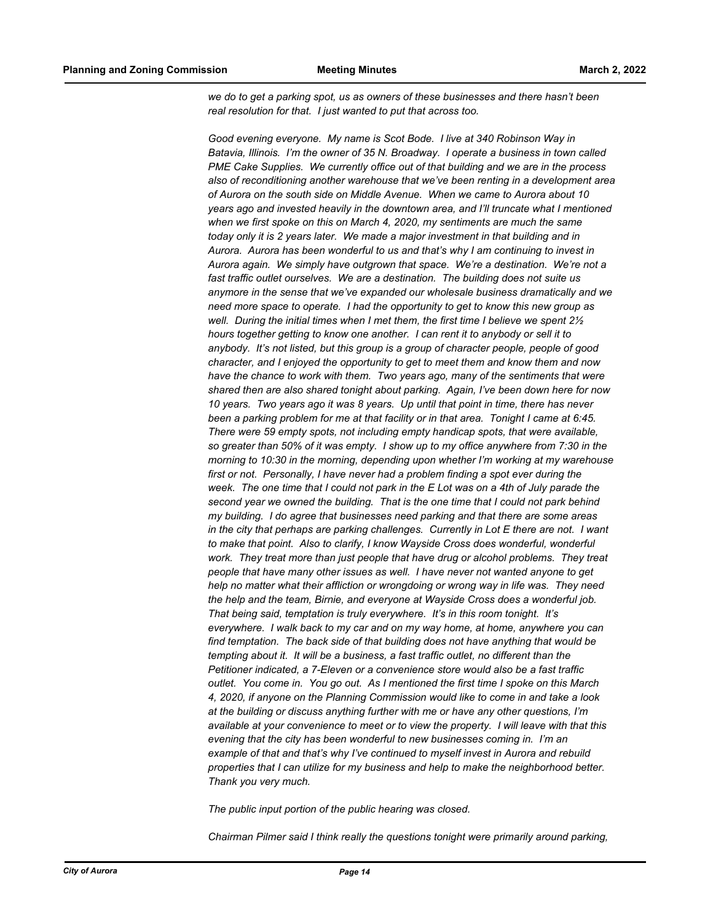*we do to get a parking spot, us as owners of these businesses and there hasn't been real resolution for that. I just wanted to put that across too.*

*Good evening everyone. My name is Scot Bode. I live at 340 Robinson Way in Batavia, Illinois. I'm the owner of 35 N. Broadway. I operate a business in town called PME Cake Supplies. We currently office out of that building and we are in the process also of reconditioning another warehouse that we've been renting in a development area of Aurora on the south side on Middle Avenue. When we came to Aurora about 10 years ago and invested heavily in the downtown area, and I'll truncate what I mentioned when we first spoke on this on March 4, 2020, my sentiments are much the same today only it is 2 years later. We made a major investment in that building and in Aurora. Aurora has been wonderful to us and that's why I am continuing to invest in Aurora again. We simply have outgrown that space. We're a destination. We're not a fast traffic outlet ourselves. We are a destination. The building does not suite us anymore in the sense that we've expanded our wholesale business dramatically and we need more space to operate. I had the opportunity to get to know this new group as well. During the initial times when I met them, the first time I believe we spent 2½ hours together getting to know one another. I can rent it to anybody or sell it to anybody. It's not listed, but this group is a group of character people, people of good character, and I enjoyed the opportunity to get to meet them and know them and now have the chance to work with them. Two years ago, many of the sentiments that were shared then are also shared tonight about parking. Again, I've been down here for now 10 years. Two years ago it was 8 years. Up until that point in time, there has never been a parking problem for me at that facility or in that area. Tonight I came at 6:45. There were 59 empty spots, not including empty handicap spots, that were available, so greater than 50% of it was empty. I show up to my office anywhere from 7:30 in the morning to 10:30 in the morning, depending upon whether I'm working at my warehouse first or not. Personally, I have never had a problem finding a spot ever during the week. The one time that I could not park in the E Lot was on a 4th of July parade the second year we owned the building. That is the one time that I could not park behind my building. I do agree that businesses need parking and that there are some areas in the city that perhaps are parking challenges. Currently in Lot E there are not. I want to make that point. Also to clarify, I know Wayside Cross does wonderful, wonderful work. They treat more than just people that have drug or alcohol problems. They treat people that have many other issues as well. I have never not wanted anyone to get help no matter what their affliction or wrongdoing or wrong way in life was. They need the help and the team, Birnie, and everyone at Wayside Cross does a wonderful job. That being said, temptation is truly everywhere. It's in this room tonight. It's everywhere. I walk back to my car and on my way home, at home, anywhere you can find temptation. The back side of that building does not have anything that would be tempting about it. It will be a business, a fast traffic outlet, no different than the Petitioner indicated, a 7-Eleven or a convenience store would also be a fast traffic outlet. You come in. You go out. As I mentioned the first time I spoke on this March 4, 2020, if anyone on the Planning Commission would like to come in and take a look at the building or discuss anything further with me or have any other questions, I'm available at your convenience to meet or to view the property. I will leave with that this evening that the city has been wonderful to new businesses coming in. I'm an example of that and that's why I've continued to myself invest in Aurora and rebuild properties that I can utilize for my business and help to make the neighborhood better. Thank you very much.*

*The public input portion of the public hearing was closed.*

*Chairman Pilmer said I think really the questions tonight were primarily around parking,*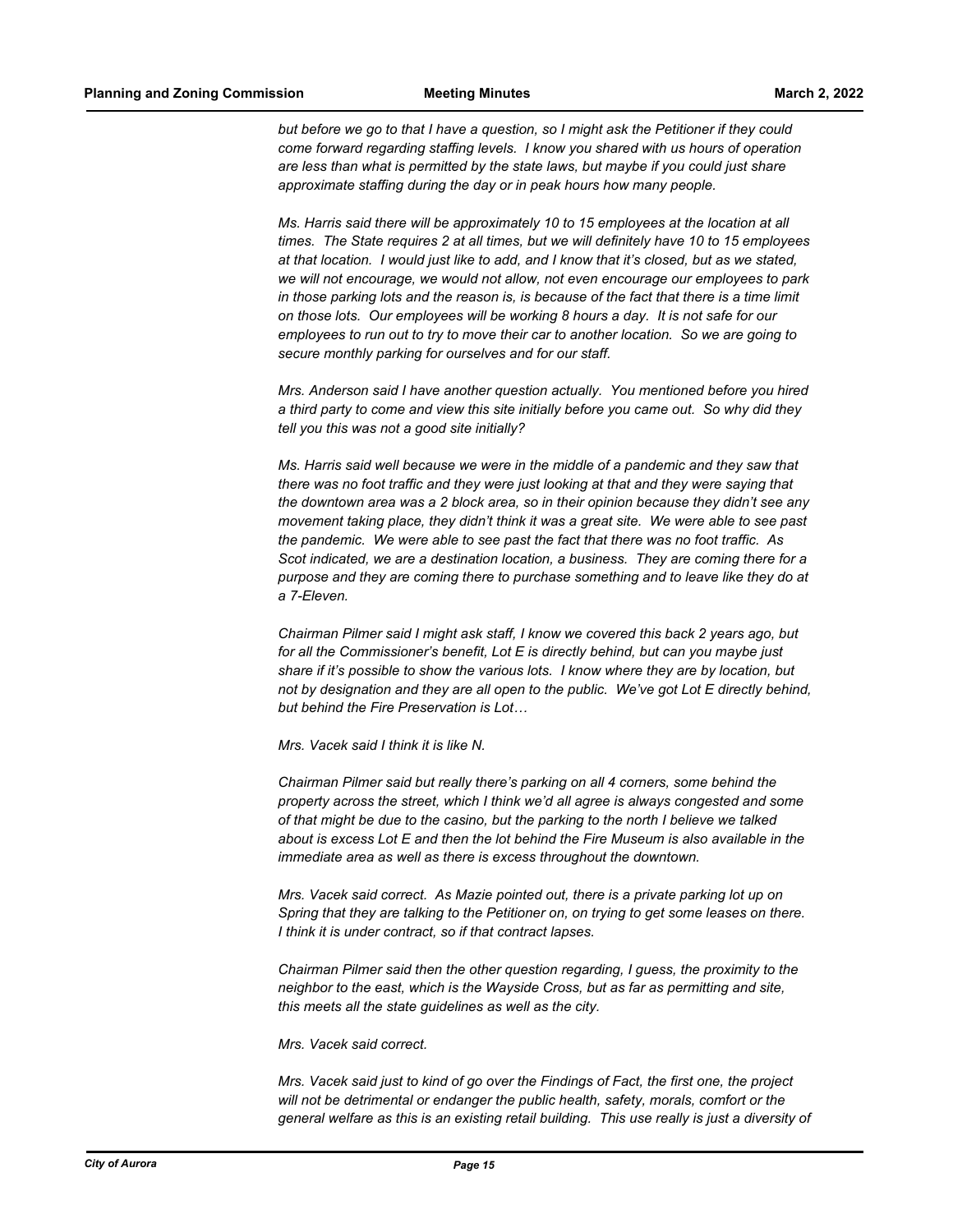*but before we go to that I have a question, so I might ask the Petitioner if they could come forward regarding staffing levels. I know you shared with us hours of operation are less than what is permitted by the state laws, but maybe if you could just share approximate staffing during the day or in peak hours how many people.*

*Ms. Harris said there will be approximately 10 to 15 employees at the location at all times. The State requires 2 at all times, but we will definitely have 10 to 15 employees at that location. I would just like to add, and I know that it's closed, but as we stated, we will not encourage, we would not allow, not even encourage our employees to park in those parking lots and the reason is, is because of the fact that there is a time limit on those lots. Our employees will be working 8 hours a day. It is not safe for our employees to run out to try to move their car to another location. So we are going to secure monthly parking for ourselves and for our staff.*

*Mrs. Anderson said I have another question actually. You mentioned before you hired a third party to come and view this site initially before you came out. So why did they tell you this was not a good site initially?*

*Ms. Harris said well because we were in the middle of a pandemic and they saw that there was no foot traffic and they were just looking at that and they were saying that the downtown area was a 2 block area, so in their opinion because they didn't see any movement taking place, they didn't think it was a great site. We were able to see past the pandemic. We were able to see past the fact that there was no foot traffic. As Scot indicated, we are a destination location, a business. They are coming there for a purpose and they are coming there to purchase something and to leave like they do at a 7-Eleven.*

*Chairman Pilmer said I might ask staff, I know we covered this back 2 years ago, but for all the Commissioner's benefit, Lot E is directly behind, but can you maybe just share if it's possible to show the various lots. I know where they are by location, but not by designation and they are all open to the public. We've got Lot E directly behind, but behind the Fire Preservation is Lot…*

*Mrs. Vacek said I think it is like N.*

*Chairman Pilmer said but really there's parking on all 4 corners, some behind the property across the street, which I think we'd all agree is always congested and some of that might be due to the casino, but the parking to the north I believe we talked about is excess Lot E and then the lot behind the Fire Museum is also available in the immediate area as well as there is excess throughout the downtown.*

*Mrs. Vacek said correct. As Mazie pointed out, there is a private parking lot up on Spring that they are talking to the Petitioner on, on trying to get some leases on there. I think it is under contract, so if that contract lapses.*

*Chairman Pilmer said then the other question regarding, I guess, the proximity to the neighbor to the east, which is the Wayside Cross, but as far as permitting and site, this meets all the state guidelines as well as the city.*

*Mrs. Vacek said correct.*

*Mrs. Vacek said just to kind of go over the Findings of Fact, the first one, the project will not be detrimental or endanger the public health, safety, morals, comfort or the general welfare as this is an existing retail building. This use really is just a diversity of*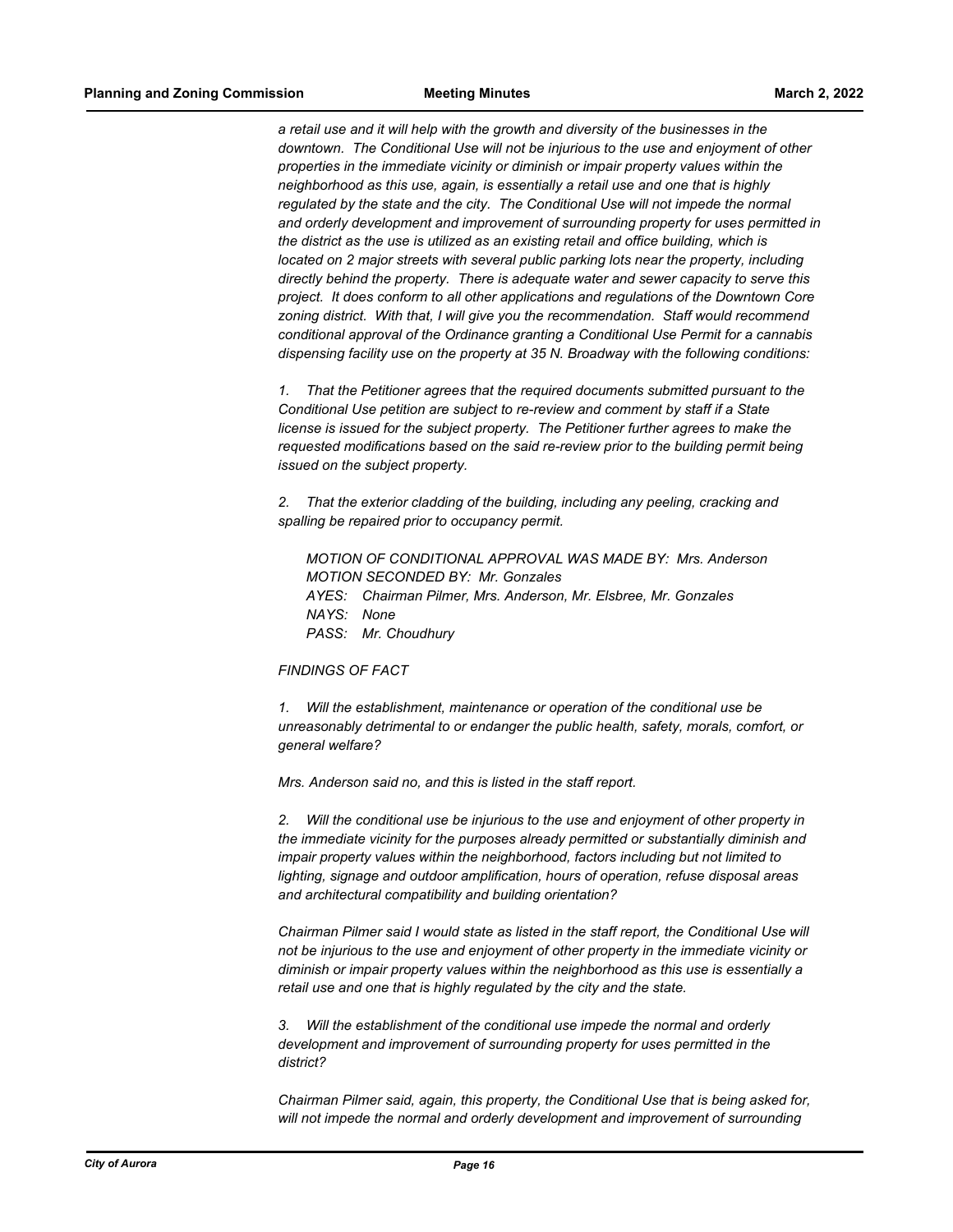*a retail use and it will help with the growth and diversity of the businesses in the downtown. The Conditional Use will not be injurious to the use and enjoyment of other properties in the immediate vicinity or diminish or impair property values within the neighborhood as this use, again, is essentially a retail use and one that is highly regulated by the state and the city. The Conditional Use will not impede the normal and orderly development and improvement of surrounding property for uses permitted in the district as the use is utilized as an existing retail and office building, which is located on 2 major streets with several public parking lots near the property, including directly behind the property. There is adequate water and sewer capacity to serve this project. It does conform to all other applications and regulations of the Downtown Core zoning district. With that, I will give you the recommendation. Staff would recommend conditional approval of the Ordinance granting a Conditional Use Permit for a cannabis dispensing facility use on the property at 35 N. Broadway with the following conditions:*

*1. That the Petitioner agrees that the required documents submitted pursuant to the Conditional Use petition are subject to re-review and comment by staff if a State license is issued for the subject property. The Petitioner further agrees to make the requested modifications based on the said re-review prior to the building permit being issued on the subject property.*

*2. That the exterior cladding of the building, including any peeling, cracking and spalling be repaired prior to occupancy permit.*

*MOTION OF CONDITIONAL APPROVAL WAS MADE BY: Mrs. Anderson*
*MOTION SECONDED BY: Mr. Gonzales*
*AYES: Chairman Pilmer, Mrs. Anderson, Mr. Elsbree, Mr. Gonzales*
*NAYS: None*
*PASS: Mr. Choudhury*

*FINDINGS OF FACT*

*1. Will the establishment, maintenance or operation of the conditional use be unreasonably detrimental to or endanger the public health, safety, morals, comfort, or general welfare?*

*Mrs. Anderson said no, and this is listed in the staff report.*

*2. Will the conditional use be injurious to the use and enjoyment of other property in the immediate vicinity for the purposes already permitted or substantially diminish and impair property values within the neighborhood, factors including but not limited to lighting, signage and outdoor amplification, hours of operation, refuse disposal areas and architectural compatibility and building orientation?*

*Chairman Pilmer said I would state as listed in the staff report, the Conditional Use will not be injurious to the use and enjoyment of other property in the immediate vicinity or diminish or impair property values within the neighborhood as this use is essentially a retail use and one that is highly regulated by the city and the state.*

*3. Will the establishment of the conditional use impede the normal and orderly development and improvement of surrounding property for uses permitted in the district?*

*Chairman Pilmer said, again, this property, the Conditional Use that is being asked for, will not impede the normal and orderly development and improvement of surrounding*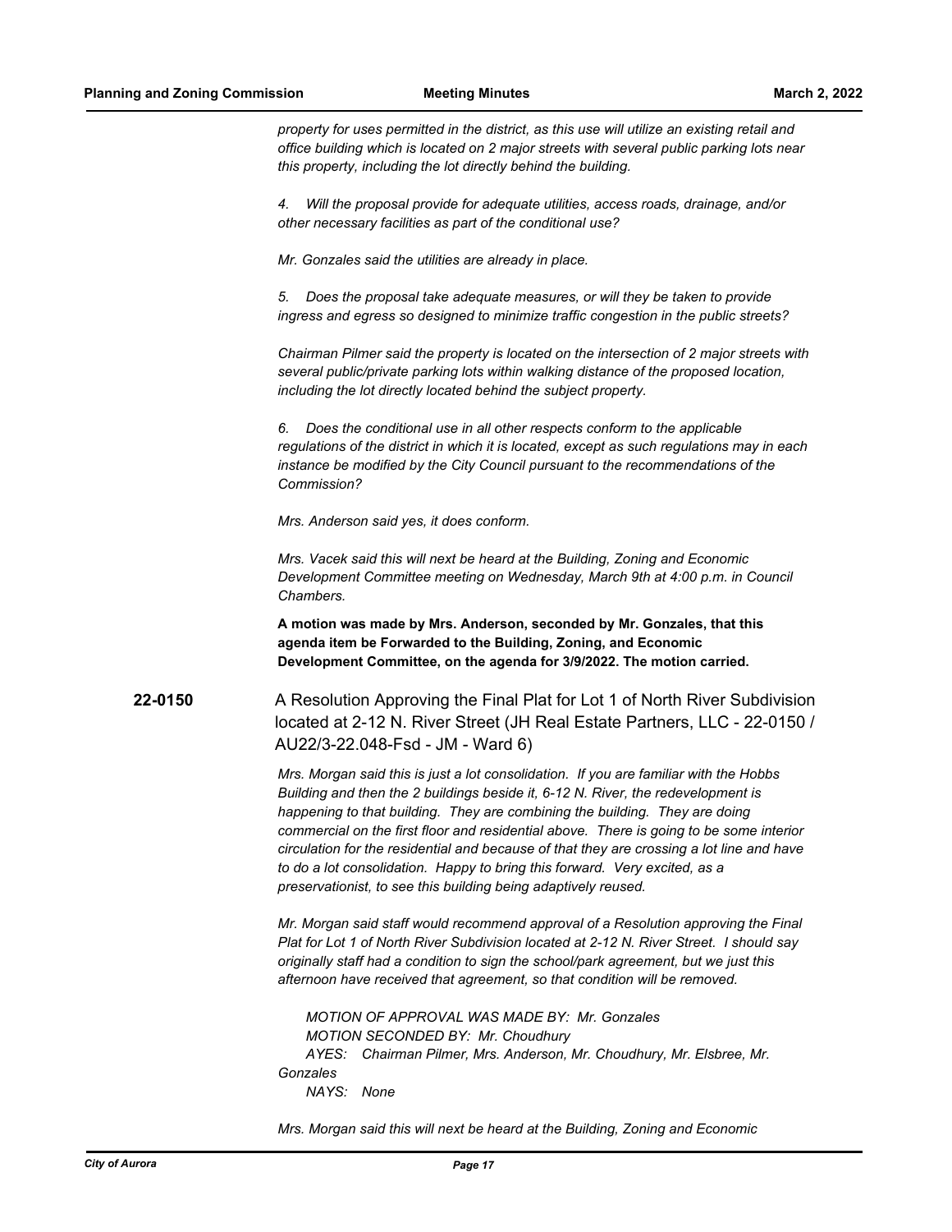*property for uses permitted in the district, as this use will utilize an existing retail and office building which is located on 2 major streets with several public parking lots near this property, including the lot directly behind the building.*

*4. Will the proposal provide for adequate utilities, access roads, drainage, and/or other necessary facilities as part of the conditional use?*

*Mr. Gonzales said the utilities are already in place.*

*5. Does the proposal take adequate measures, or will they be taken to provide ingress and egress so designed to minimize traffic congestion in the public streets?*

*Chairman Pilmer said the property is located on the intersection of 2 major streets with several public/private parking lots within walking distance of the proposed location, including the lot directly located behind the subject property.*

*6. Does the conditional use in all other respects conform to the applicable regulations of the district in which it is located, except as such regulations may in each instance be modified by the City Council pursuant to the recommendations of the Commission?*

*Mrs. Anderson said yes, it does conform.*

*Mrs. Vacek said this will next be heard at the Building, Zoning and Economic Development Committee meeting on Wednesday, March 9th at 4:00 p.m. in Council Chambers.*

**A motion was made by Mrs. Anderson, seconded by Mr. Gonzales, that this agenda item be Forwarded to the Building, Zoning, and Economic Development Committee, on the agenda for 3/9/2022. The motion carried.**

**22-0150** A Resolution Approving the Final Plat for Lot 1 of North River Subdivision located at 2-12 N. River Street (JH Real Estate Partners, LLC - 22-0150 / AU22/3-22.048-Fsd - JM - Ward 6)

*Mrs. Morgan said this is just a lot consolidation. If you are familiar with the Hobbs Building and then the 2 buildings beside it, 6-12 N. River, the redevelopment is happening to that building. They are combining the building. They are doing commercial on the first floor and residential above. There is going to be some interior circulation for the residential and because of that they are crossing a lot line and have to do a lot consolidation. Happy to bring this forward. Very excited, as a preservationist, to see this building being adaptively reused.*

*Mr. Morgan said staff would recommend approval of a Resolution approving the Final Plat for Lot 1 of North River Subdivision located at 2-12 N. River Street. I should say originally staff had a condition to sign the school/park agreement, but we just this afternoon have received that agreement, so that condition will be removed.*

*MOTION OF APPROVAL WAS MADE BY: Mr. Gonzales*
*MOTION SECONDED BY: Mr. Choudhury*
*AYES: Chairman Pilmer, Mrs. Anderson, Mr. Choudhury, Mr. Elsbree, Mr. Gonzales*
*NAYS: None*

*Mrs. Morgan said this will next be heard at the Building, Zoning and Economic*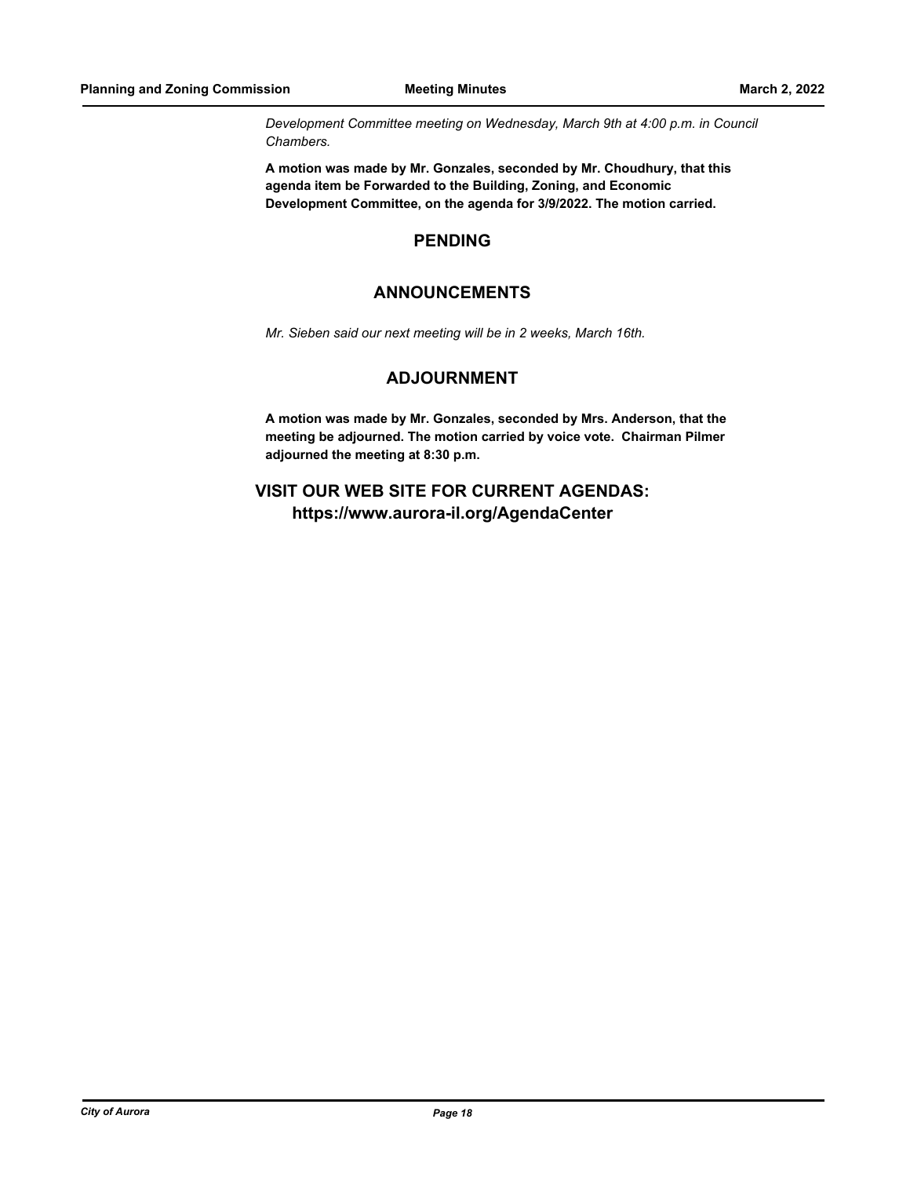*Development Committee meeting on Wednesday, March 9th at 4:00 p.m. in Council Chambers.*

**A motion was made by Mr. Gonzales, seconded by Mr. Choudhury, that this agenda item be Forwarded to the Building, Zoning, and Economic Development Committee, on the agenda for 3/9/2022. The motion carried.**

## PENDING

## ANNOUNCEMENTS

*Mr. Sieben said our next meeting will be in 2 weeks, March 16th.*

## ADJOURNMENT

**A motion was made by Mr. Gonzales, seconded by Mrs. Anderson, that the meeting be adjourned. The motion carried by voice vote. Chairman Pilmer adjourned the meeting at 8:30 p.m.**

## VISIT OUR WEB SITE FOR CURRENT AGENDAS: https://www.aurora-il.org/AgendaCenter